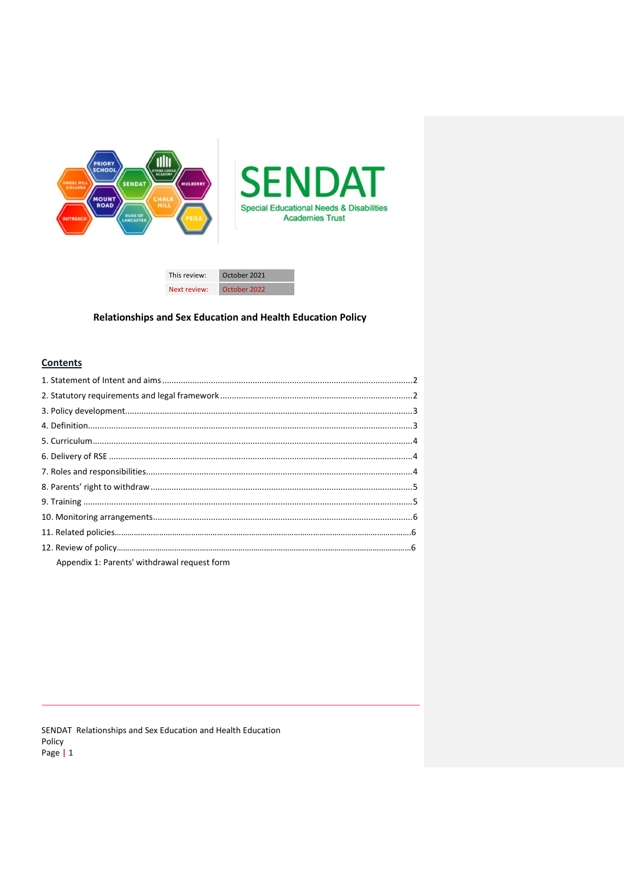| This review: | October 2021 |
| --- | --- |
| Next review: | October 2022 |

# Relationships and Sex Education and Health Education Policy

## Contents

1. Statement of Intent and aims ....2
2. Statutory requirements and legal framework ....2
3. Policy development....3
4. Definition....3
5. Curriculum....4
6. Delivery of RSE ....4
7. Roles and responsibilities....4
8. Parents' right to withdraw ....5
9. Training ....5
10. Monitoring arrangements....6
11. Related policies....6
12. Review of policy....6

    Appendix 1: Parents' withdrawal request form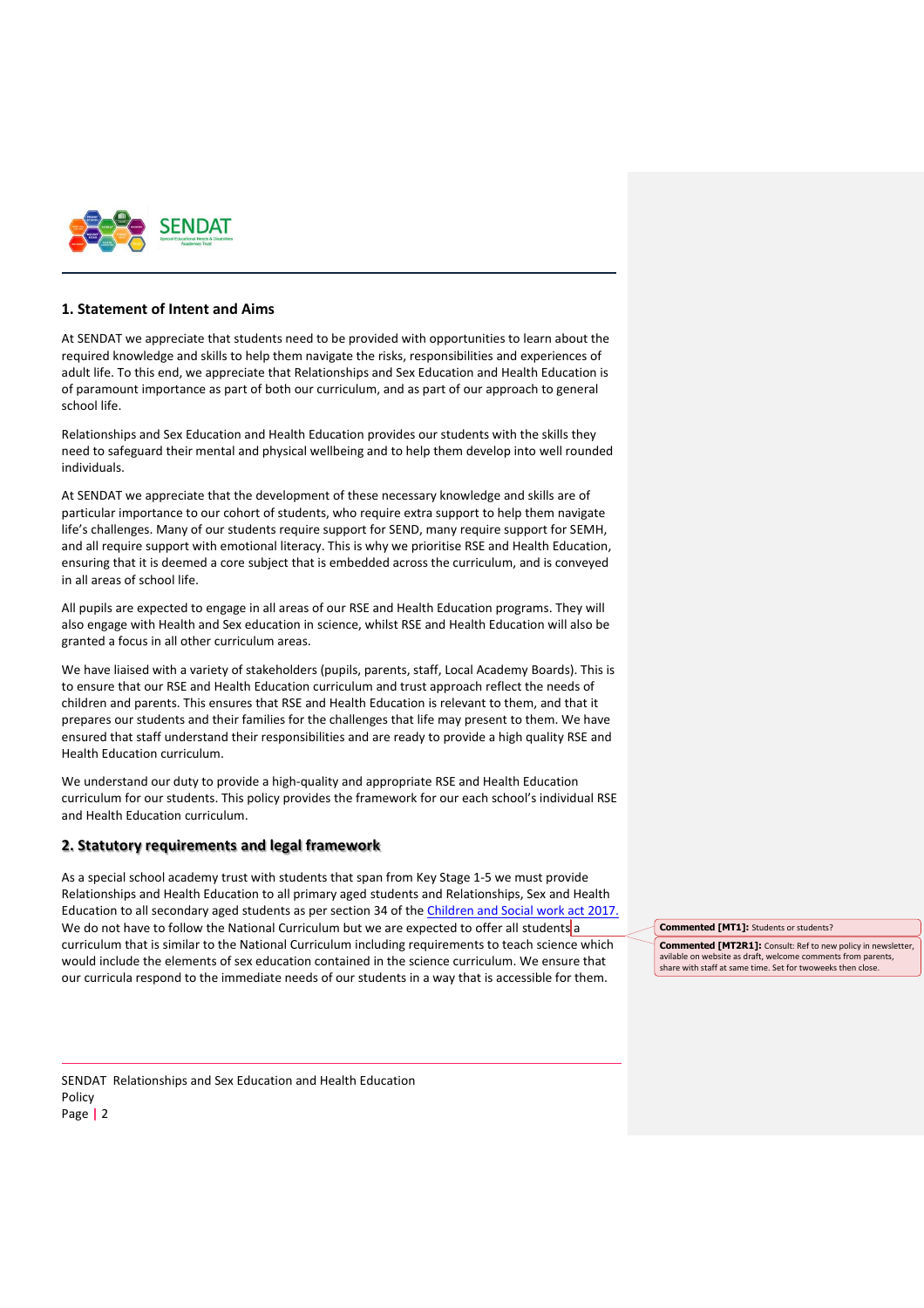## 1. Statement of Intent and Aims

At SENDAT we appreciate that students need to be provided with opportunities to learn about the required knowledge and skills to help them navigate the risks, responsibilities and experiences of adult life. To this end, we appreciate that Relationships and Sex Education and Health Education is of paramount importance as part of both our curriculum, and as part of our approach to general school life.

Relationships and Sex Education and Health Education provides our students with the skills they need to safeguard their mental and physical wellbeing and to help them develop into well rounded individuals.

At SENDAT we appreciate that the development of these necessary knowledge and skills are of particular importance to our cohort of students, who require extra support to help them navigate life's challenges. Many of our students require support for SEND, many require support for SEMH, and all require support with emotional literacy. This is why we prioritise RSE and Health Education, ensuring that it is deemed a core subject that is embedded across the curriculum, and is conveyed in all areas of school life.

All pupils are expected to engage in all areas of our RSE and Health Education programs. They will also engage with Health and Sex education in science, whilst RSE and Health Education will also be granted a focus in all other curriculum areas.

We have liaised with a variety of stakeholders (pupils, parents, staff, Local Academy Boards). This is to ensure that our RSE and Health Education curriculum and trust approach reflect the needs of children and parents. This ensures that RSE and Health Education is relevant to them, and that it prepares our students and their families for the challenges that life may present to them. We have ensured that staff understand their responsibilities and are ready to provide a high quality RSE and Health Education curriculum.

We understand our duty to provide a high-quality and appropriate RSE and Health Education curriculum for our students. This policy provides the framework for our each school's individual RSE and Health Education curriculum.

## 2. Statutory requirements and legal framework

As a special school academy trust with students that span from Key Stage 1-5 we must provide Relationships and Health Education to all primary aged students and Relationships, Sex and Health Education to all secondary aged students as per section 34 of the Children and Social work act 2017. We do not have to follow the National Curriculum but we are expected to offer all students a curriculum that is similar to the National Curriculum including requirements to teach science which would include the elements of sex education contained in the science curriculum. We ensure that our curricula respond to the immediate needs of our students in a way that is accessible for them.

**Commented [MT1]:** Students or students?

**Commented [MT2R1]:** Consult: Ref to new policy in newsletter, avilable on website as draft, welcome comments from parents, share with staff at same time. Set for twoweeks then close.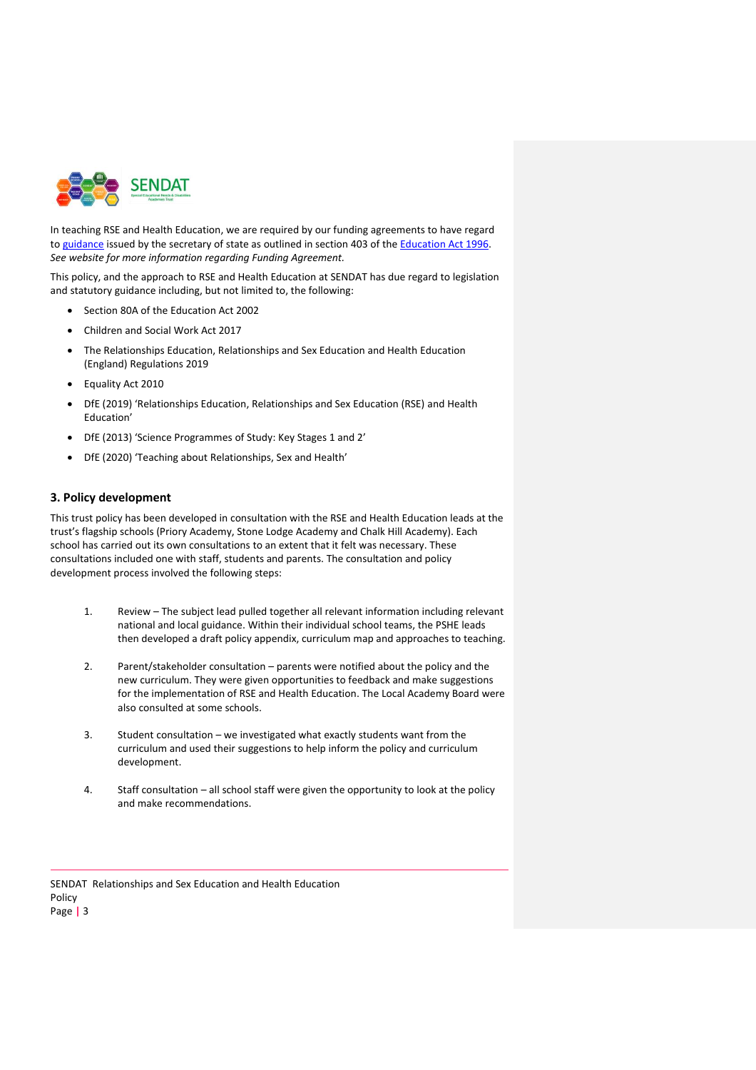In teaching RSE and Health Education, we are required by our funding agreements to have regard to [guidance] issued by the secretary of state as outlined in section 403 of the [Education Act 1996]. *See website for more information regarding Funding Agreement.*

This policy, and the approach to RSE and Health Education at SENDAT has due regard to legislation and statutory guidance including, but not limited to, the following:

- Section 80A of the Education Act 2002
- Children and Social Work Act 2017
- The Relationships Education, Relationships and Sex Education and Health Education (England) Regulations 2019
- Equality Act 2010
- DfE (2019) 'Relationships Education, Relationships and Sex Education (RSE) and Health Education'
- DfE (2013) 'Science Programmes of Study: Key Stages 1 and 2'
- DfE (2020) 'Teaching about Relationships, Sex and Health'

## 3. Policy development

This trust policy has been developed in consultation with the RSE and Health Education leads at the trust's flagship schools (Priory Academy, Stone Lodge Academy and Chalk Hill Academy). Each school has carried out its own consultations to an extent that it felt was necessary. These consultations included one with staff, students and parents. The consultation and policy development process involved the following steps:

1. Review – The subject lead pulled together all relevant information including relevant national and local guidance. Within their individual school teams, the PSHE leads then developed a draft policy appendix, curriculum map and approaches to teaching.

2. Parent/stakeholder consultation – parents were notified about the policy and the new curriculum. They were given opportunities to feedback and make suggestions for the implementation of RSE and Health Education. The Local Academy Board were also consulted at some schools.

3. Student consultation – we investigated what exactly students want from the curriculum and used their suggestions to help inform the policy and curriculum development.

4. Staff consultation – all school staff were given the opportunity to look at the policy and make recommendations.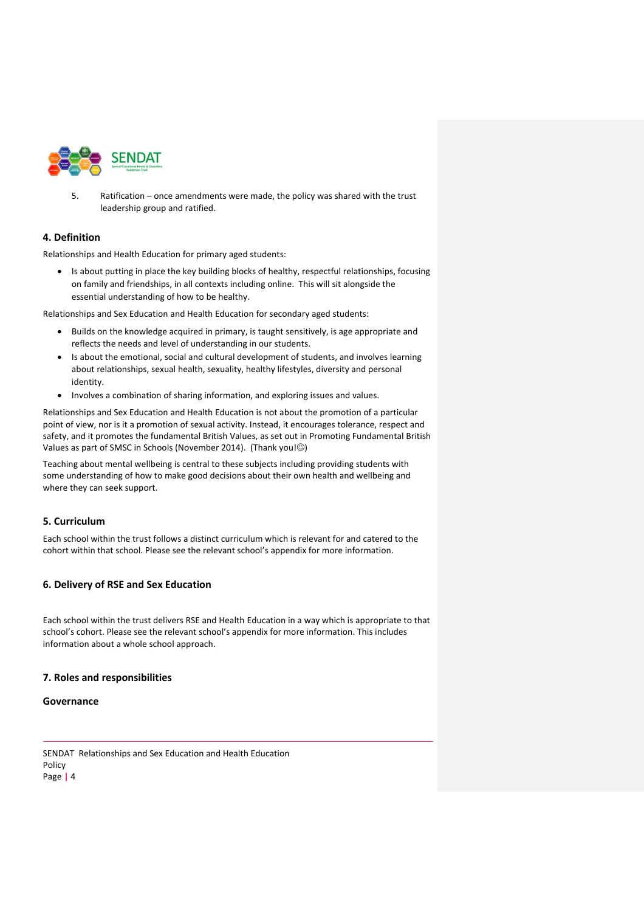5. Ratification – once amendments were made, the policy was shared with the trust leadership group and ratified.

## 4. Definition

Relationships and Health Education for primary aged students:

- Is about putting in place the key building blocks of healthy, respectful relationships, focusing on family and friendships, in all contexts including online. This will sit alongside the essential understanding of how to be healthy.

Relationships and Sex Education and Health Education for secondary aged students:

- Builds on the knowledge acquired in primary, is taught sensitively, is age appropriate and reflects the needs and level of understanding in our students.
- Is about the emotional, social and cultural development of students, and involves learning about relationships, sexual health, sexuality, healthy lifestyles, diversity and personal identity.
- Involves a combination of sharing information, and exploring issues and values.

Relationships and Sex Education and Health Education is not about the promotion of a particular point of view, nor is it a promotion of sexual activity. Instead, it encourages tolerance, respect and safety, and it promotes the fundamental British Values, as set out in Promoting Fundamental British Values as part of SMSC in Schools (November 2014). (Thank you!☺)

Teaching about mental wellbeing is central to these subjects including providing students with some understanding of how to make good decisions about their own health and wellbeing and where they can seek support.

## 5. Curriculum

Each school within the trust follows a distinct curriculum which is relevant for and catered to the cohort within that school. Please see the relevant school's appendix for more information.

## 6. Delivery of RSE and Sex Education

Each school within the trust delivers RSE and Health Education in a way which is appropriate to that school's cohort. Please see the relevant school's appendix for more information. This includes information about a whole school approach.

## 7. Roles and responsibilities

### Governance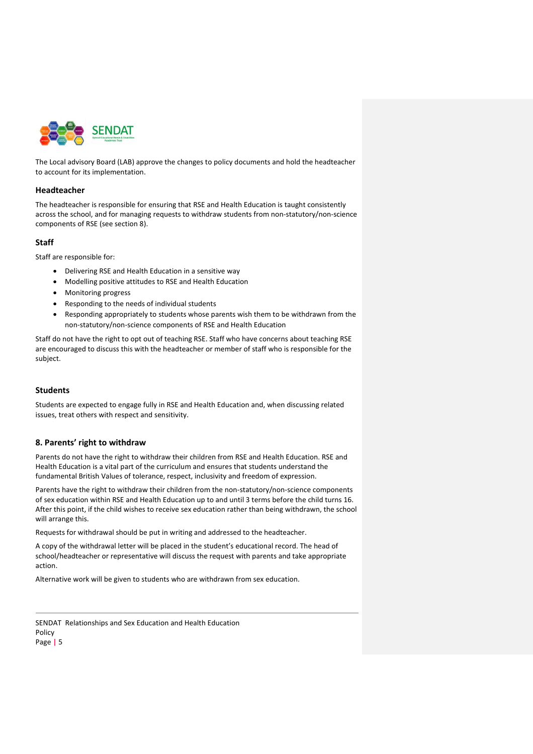The Local advisory Board (LAB) approve the changes to policy documents and hold the headteacher to account for its implementation.

### Headteacher

The headteacher is responsible for ensuring that RSE and Health Education is taught consistently across the school, and for managing requests to withdraw students from non-statutory/non-science components of RSE (see section 8).

### Staff

Staff are responsible for:

- Delivering RSE and Health Education in a sensitive way
- Modelling positive attitudes to RSE and Health Education
- Monitoring progress
- Responding to the needs of individual students
- Responding appropriately to students whose parents wish them to be withdrawn from the non-statutory/non-science components of RSE and Health Education

Staff do not have the right to opt out of teaching RSE. Staff who have concerns about teaching RSE are encouraged to discuss this with the headteacher or member of staff who is responsible for the subject.

### Students

Students are expected to engage fully in RSE and Health Education and, when discussing related issues, treat others with respect and sensitivity.

## 8. Parents' right to withdraw

Parents do not have the right to withdraw their children from RSE and Health Education. RSE and Health Education is a vital part of the curriculum and ensures that students understand the fundamental British Values of tolerance, respect, inclusivity and freedom of expression.

Parents have the right to withdraw their children from the non-statutory/non-science components of sex education within RSE and Health Education up to and until 3 terms before the child turns 16. After this point, if the child wishes to receive sex education rather than being withdrawn, the school will arrange this.

Requests for withdrawal should be put in writing and addressed to the headteacher.

A copy of the withdrawal letter will be placed in the student's educational record. The head of school/headteacher or representative will discuss the request with parents and take appropriate action.

Alternative work will be given to students who are withdrawn from sex education.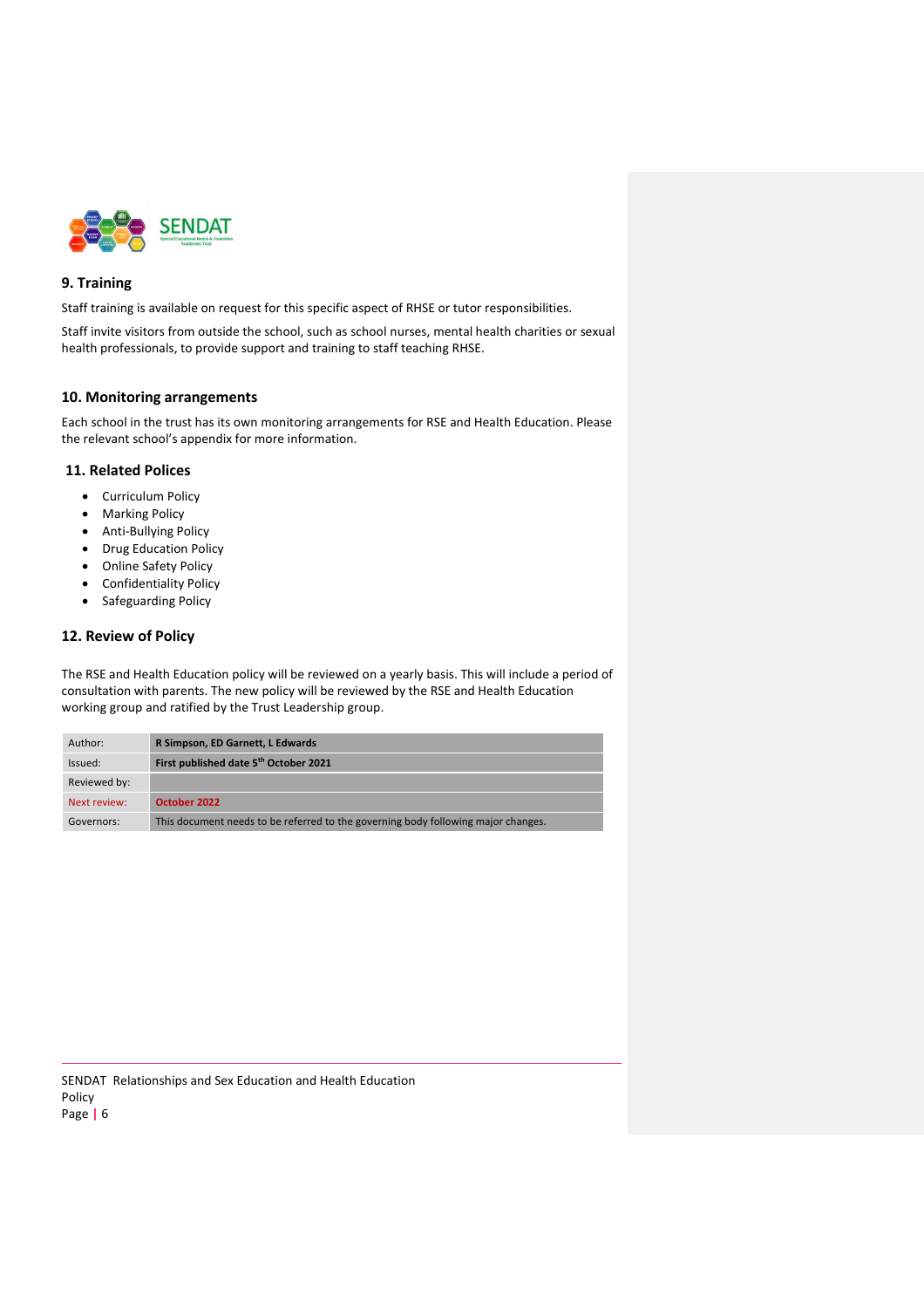## 9. Training

Staff training is available on request for this specific aspect of RHSE or tutor responsibilities.

Staff invite visitors from outside the school, such as school nurses, mental health charities or sexual health professionals, to provide support and training to staff teaching RHSE.

## 10. Monitoring arrangements

Each school in the trust has its own monitoring arrangements for RSE and Health Education. Please the relevant school's appendix for more information.

## 11. Related Polices

- Curriculum Policy
- Marking Policy
- Anti-Bullying Policy
- Drug Education Policy
- Online Safety Policy
- Confidentiality Policy
- Safeguarding Policy

## 12. Review of Policy

The RSE and Health Education policy will be reviewed on a yearly basis. This will include a period of consultation with parents. The new policy will be reviewed by the RSE and Health Education working group and ratified by the Trust Leadership group.

| | |
|---|---|
| Author: | **R Simpson, ED Garnett, L Edwards** |
| Issued: | **First published date 5th October 2021** |
| Reviewed by: | |
| Next review: | **October 2022** |
| Governors: | This document needs to be referred to the governing body following major changes. |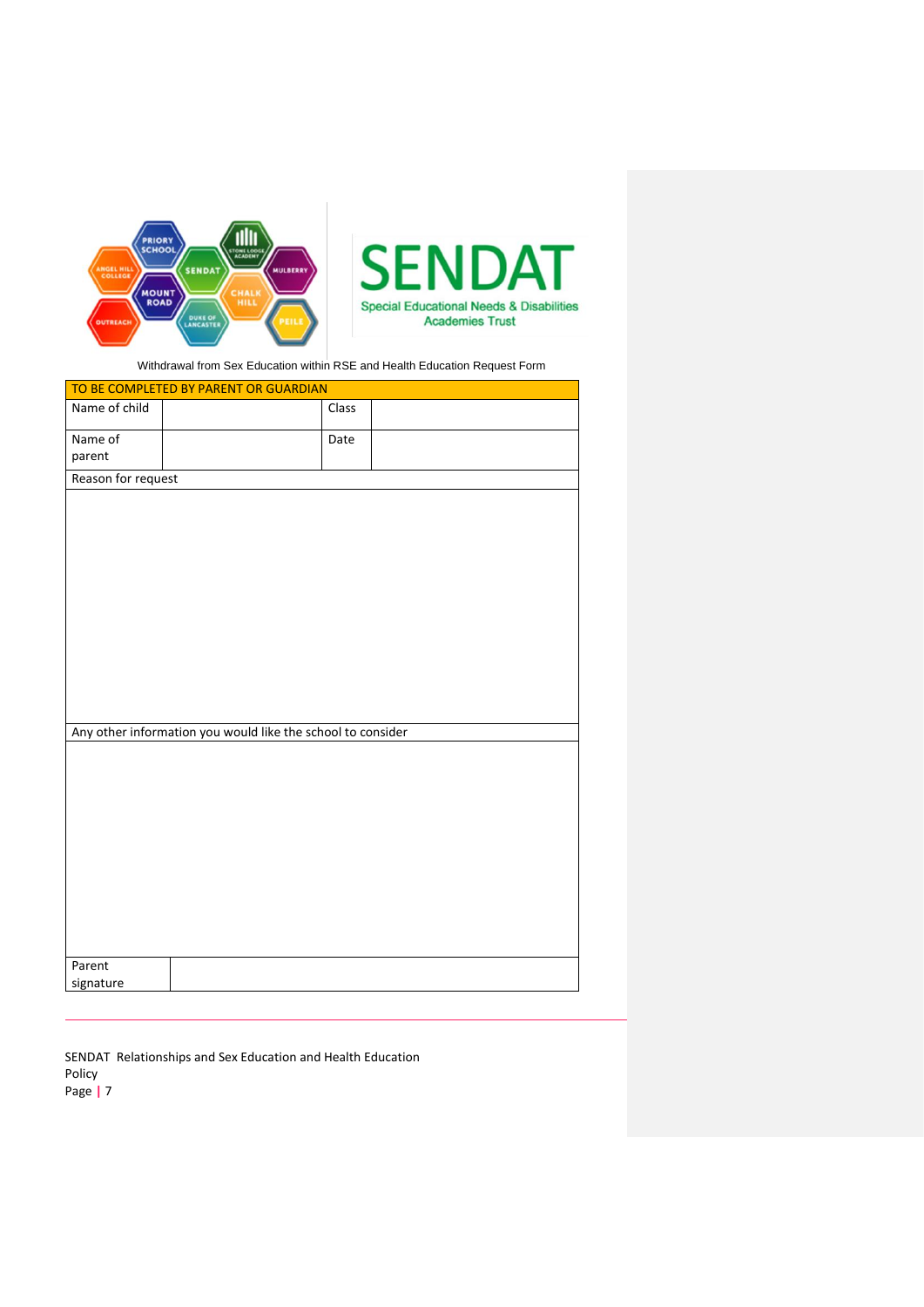Withdrawal from Sex Education within RSE and Health Education Request Form

| TO BE COMPLETED BY PARENT OR GUARDIAN | | | |
|---|---|---|---|
| Name of child | | Class | |
| Name of parent | | Date | |
| Reason for request | | | |
| | | | |
| Any other information you would like the school to consider | | | |
| | | | |
| Parent signature | | | |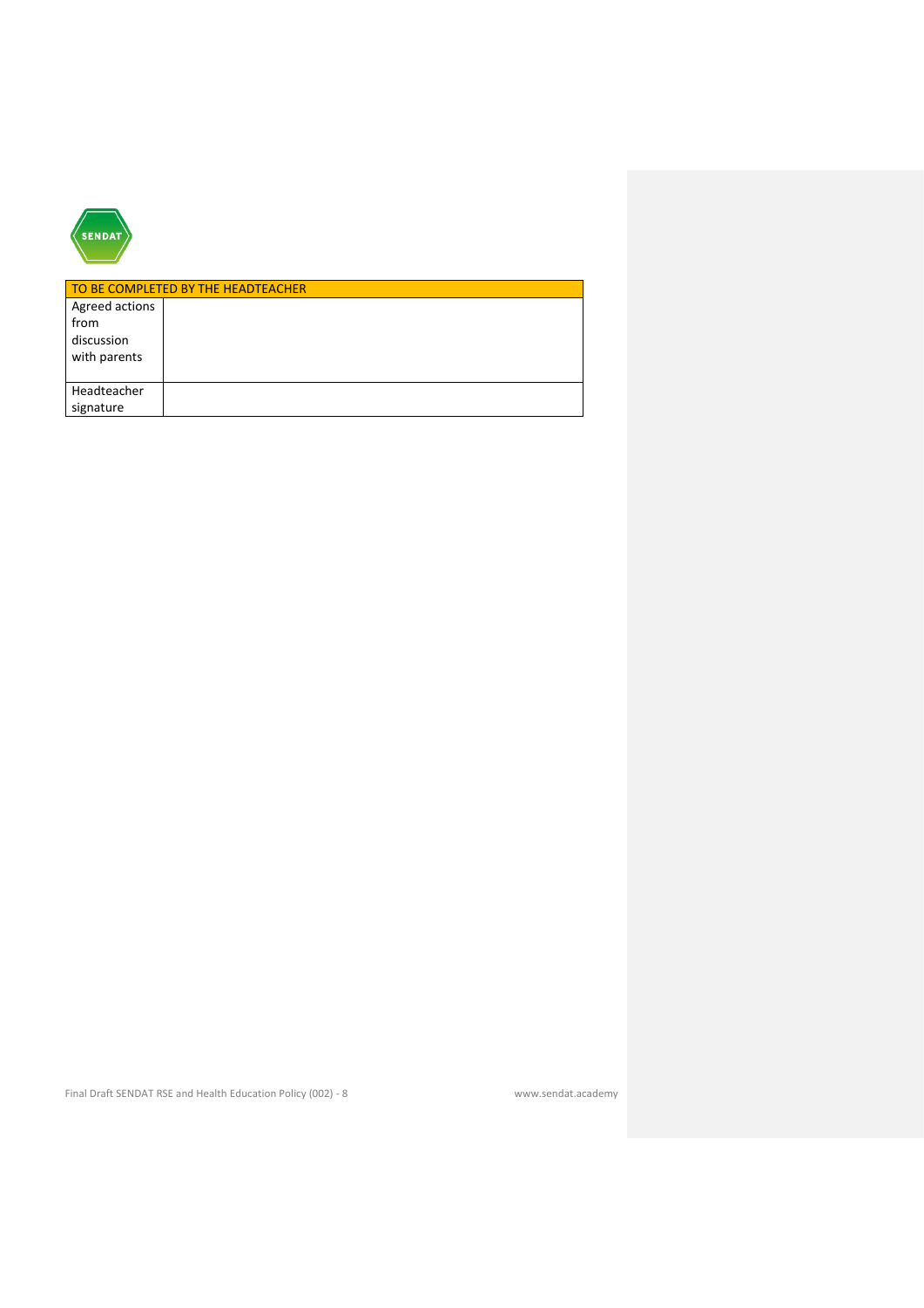| TO BE COMPLETED BY THE HEADTEACHER | |
|---|---|
| Agreed actions from discussion with parents | |
| Headteacher signature | |